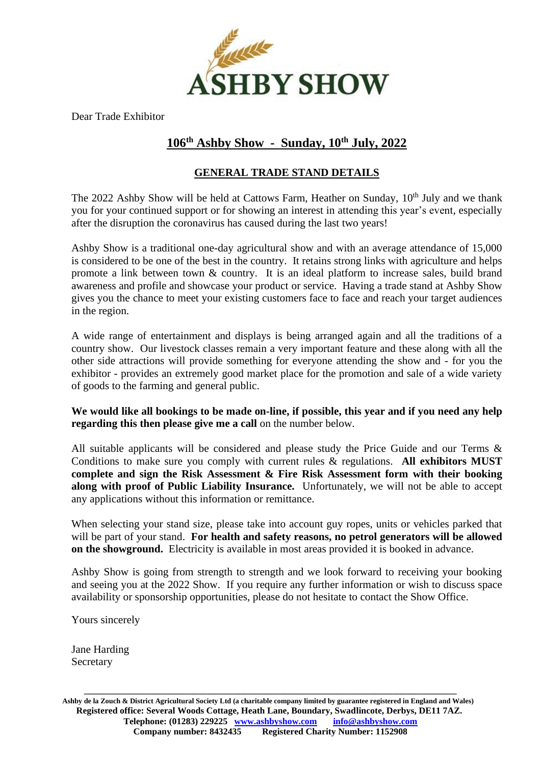# ASHBY SHOW

Dear Trade Exhibitor

## 106th Ashby Show - Sunday, 10th July, 2022

### GENERAL TRADE STAND DETAILS

The 2022 Ashby Show will be held at Cattows Farm, Heather on Sunday, 10th July and we thank you for your continued support or for showing an interest in attending this year's event, especially after the disruption the coronavirus has caused during the last two years!

Ashby Show is a traditional one-day agricultural show and with an average attendance of 15,000 is considered to be one of the best in the country. It retains strong links with agriculture and helps promote a link between town & country. It is an ideal platform to increase sales, build brand awareness and profile and showcase your product or service. Having a trade stand at Ashby Show gives you the chance to meet your existing customers face to face and reach your target audiences in the region.

A wide range of entertainment and displays is being arranged again and all the traditions of a country show. Our livestock classes remain a very important feature and these along with all the other side attractions will provide something for everyone attending the show and - for you the exhibitor - provides an extremely good market place for the promotion and sale of a wide variety of goods to the farming and general public.

**We would like all bookings to be made on-line, if possible, this year and if you need any help regarding this then please give me a call** on the number below.

All suitable applicants will be considered and please study the Price Guide and our Terms & Conditions to make sure you comply with current rules & regulations. **All exhibitors MUST complete and sign the Risk Assessment & Fire Risk Assessment form with their booking along with proof of Public Liability Insurance.** Unfortunately, we will not be able to accept any applications without this information or remittance.

When selecting your stand size, please take into account guy ropes, units or vehicles parked that will be part of your stand. **For health and safety reasons, no petrol generators will be allowed on the showground.** Electricity is available in most areas provided it is booked in advance.

Ashby Show is going from strength to strength and we look forward to receiving your booking and seeing you at the 2022 Show. If you require any further information or wish to discuss space availability or sponsorship opportunities, please do not hesitate to contact the Show Office.

Yours sincerely

Jane Harding
Secretary

---

**Ashby de la Zouch & District Agricultural Society Ltd (a charitable company limited by guarantee registered in England and Wales)**
**Registered office: Several Woods Cottage, Heath Lane, Boundary, Swadlincote, Derbys, DE11 7AZ.**
**Telephone: (01283) 229225 www.ashbyshow.com info@ashbyshow.com**
**Company number: 8432435 Registered Charity Number: 1152908**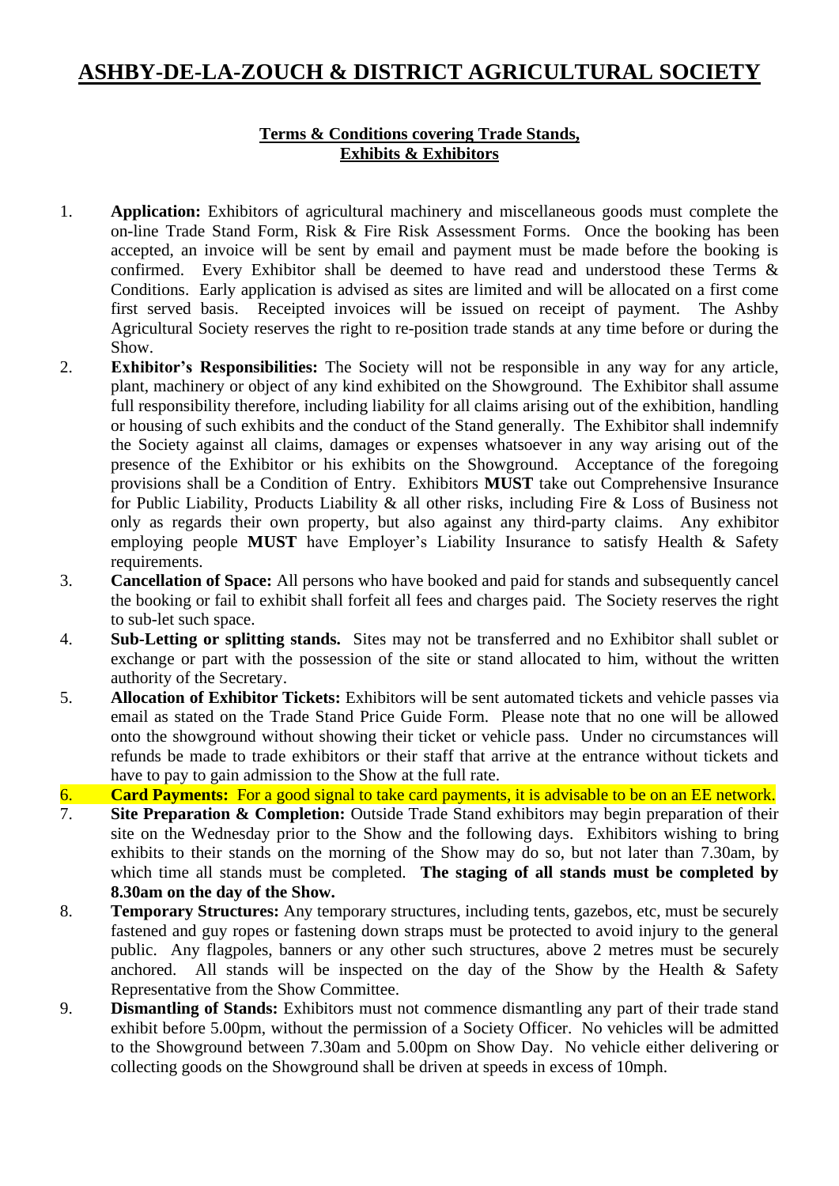# ASHBY-DE-LA-ZOUCH & DISTRICT AGRICULTURAL SOCIETY

**Terms & Conditions covering Trade Stands, Exhibits & Exhibitors**

1. **Application:** Exhibitors of agricultural machinery and miscellaneous goods must complete the on-line Trade Stand Form, Risk & Fire Risk Assessment Forms. Once the booking has been accepted, an invoice will be sent by email and payment must be made before the booking is confirmed. Every Exhibitor shall be deemed to have read and understood these Terms & Conditions. Early application is advised as sites are limited and will be allocated on a first come first served basis. Receipted invoices will be issued on receipt of payment. The Ashby Agricultural Society reserves the right to re-position trade stands at any time before or during the Show.
2. **Exhibitor's Responsibilities:** The Society will not be responsible in any way for any article, plant, machinery or object of any kind exhibited on the Showground. The Exhibitor shall assume full responsibility therefore, including liability for all claims arising out of the exhibition, handling or housing of such exhibits and the conduct of the Stand generally. The Exhibitor shall indemnify the Society against all claims, damages or expenses whatsoever in any way arising out of the presence of the Exhibitor or his exhibits on the Showground. Acceptance of the foregoing provisions shall be a Condition of Entry. Exhibitors **MUST** take out Comprehensive Insurance for Public Liability, Products Liability & all other risks, including Fire & Loss of Business not only as regards their own property, but also against any third-party claims. Any exhibitor employing people **MUST** have Employer's Liability Insurance to satisfy Health & Safety requirements.
3. **Cancellation of Space:** All persons who have booked and paid for stands and subsequently cancel the booking or fail to exhibit shall forfeit all fees and charges paid. The Society reserves the right to sub-let such space.
4. **Sub-Letting or splitting stands.** Sites may not be transferred and no Exhibitor shall sublet or exchange or part with the possession of the site or stand allocated to him, without the written authority of the Secretary.
5. **Allocation of Exhibitor Tickets:** Exhibitors will be sent automated tickets and vehicle passes via email as stated on the Trade Stand Price Guide Form. Please note that no one will be allowed onto the showground without showing their ticket or vehicle pass. Under no circumstances will refunds be made to trade exhibitors or their staff that arrive at the entrance without tickets and have to pay to gain admission to the Show at the full rate.
6. **Card Payments:** For a good signal to take card payments, it is advisable to be on an EE network.
7. **Site Preparation & Completion:** Outside Trade Stand exhibitors may begin preparation of their site on the Wednesday prior to the Show and the following days. Exhibitors wishing to bring exhibits to their stands on the morning of the Show may do so, but not later than 7.30am, by which time all stands must be completed. **The staging of all stands must be completed by 8.30am on the day of the Show.**
8. **Temporary Structures:** Any temporary structures, including tents, gazebos, etc, must be securely fastened and guy ropes or fastening down straps must be protected to avoid injury to the general public. Any flagpoles, banners or any other such structures, above 2 metres must be securely anchored. All stands will be inspected on the day of the Show by the Health & Safety Representative from the Show Committee.
9. **Dismantling of Stands:** Exhibitors must not commence dismantling any part of their trade stand exhibit before 5.00pm, without the permission of a Society Officer. No vehicles will be admitted to the Showground between 7.30am and 5.00pm on Show Day. No vehicle either delivering or collecting goods on the Showground shall be driven at speeds in excess of 10mph.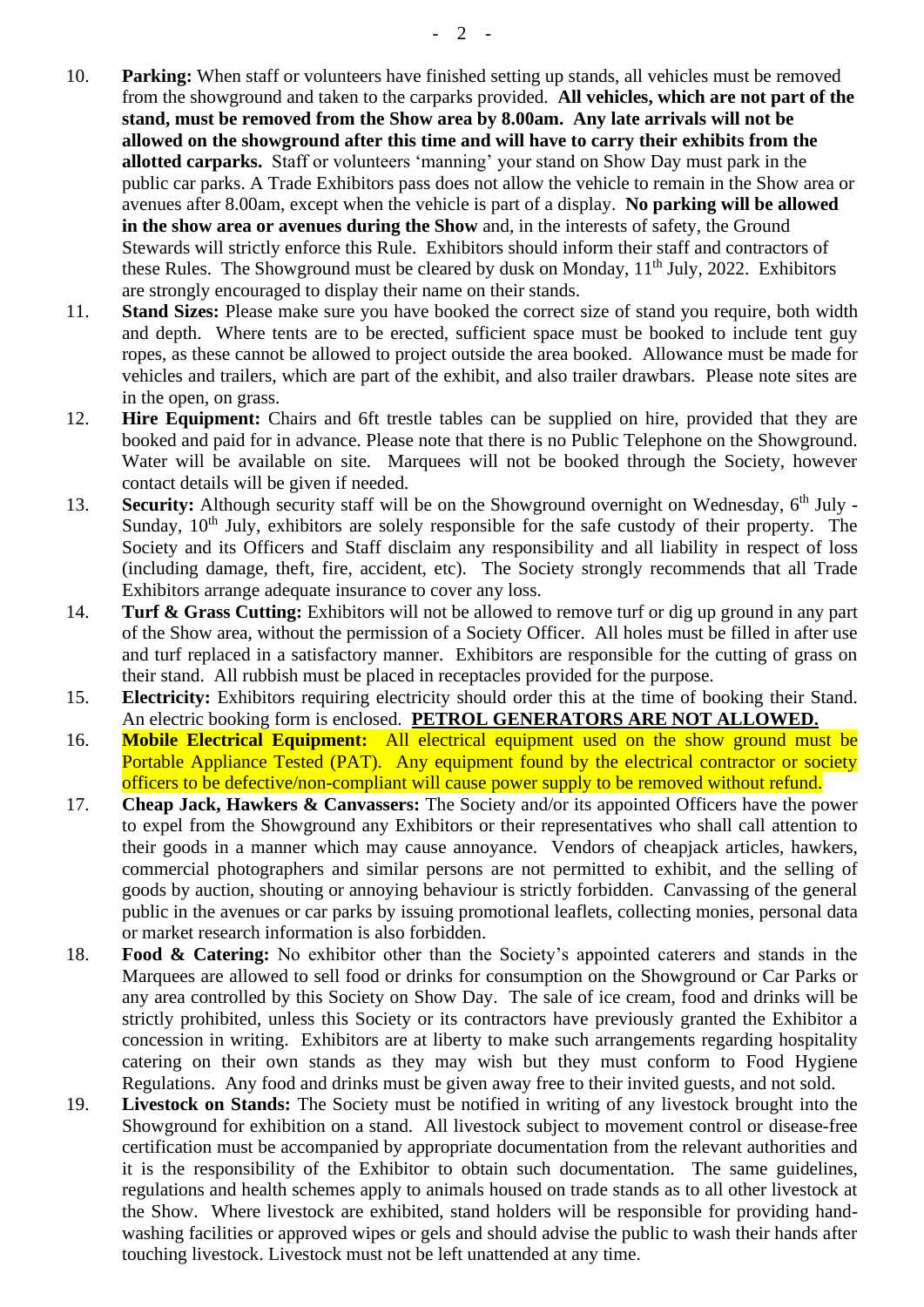10. **Parking:** When staff or volunteers have finished setting up stands, all vehicles must be removed from the showground and taken to the carparks provided. **All vehicles, which are not part of the stand, must be removed from the Show area by 8.00am. Any late arrivals will not be allowed on the showground after this time and will have to carry their exhibits from the allotted carparks.** Staff or volunteers 'manning' your stand on Show Day must park in the public car parks. A Trade Exhibitors pass does not allow the vehicle to remain in the Show area or avenues after 8.00am, except when the vehicle is part of a display. **No parking will be allowed in the show area or avenues during the Show** and, in the interests of safety, the Ground Stewards will strictly enforce this Rule. Exhibitors should inform their staff and contractors of these Rules. The Showground must be cleared by dusk on Monday, 11th July, 2022. Exhibitors are strongly encouraged to display their name on their stands.
11. **Stand Sizes:** Please make sure you have booked the correct size of stand you require, both width and depth. Where tents are to be erected, sufficient space must be booked to include tent guy ropes, as these cannot be allowed to project outside the area booked. Allowance must be made for vehicles and trailers, which are part of the exhibit, and also trailer drawbars. Please note sites are in the open, on grass.
12. **Hire Equipment:** Chairs and 6ft trestle tables can be supplied on hire, provided that they are booked and paid for in advance. Please note that there is no Public Telephone on the Showground. Water will be available on site. Marquees will not be booked through the Society, however contact details will be given if needed.
13. **Security:** Although security staff will be on the Showground overnight on Wednesday, 6th July - Sunday, 10th July, exhibitors are solely responsible for the safe custody of their property. The Society and its Officers and Staff disclaim any responsibility and all liability in respect of loss (including damage, theft, fire, accident, etc). The Society strongly recommends that all Trade Exhibitors arrange adequate insurance to cover any loss.
14. **Turf & Grass Cutting:** Exhibitors will not be allowed to remove turf or dig up ground in any part of the Show area, without the permission of a Society Officer. All holes must be filled in after use and turf replaced in a satisfactory manner. Exhibitors are responsible for the cutting of grass on their stand. All rubbish must be placed in receptacles provided for the purpose.
15. **Electricity:** Exhibitors requiring electricity should order this at the time of booking their Stand. An electric booking form is enclosed. **PETROL GENERATORS ARE NOT ALLOWED.**
16. **Mobile Electrical Equipment:** All electrical equipment used on the show ground must be Portable Appliance Tested (PAT). Any equipment found by the electrical contractor or society officers to be defective/non-compliant will cause power supply to be removed without refund.
17. **Cheap Jack, Hawkers & Canvassers:** The Society and/or its appointed Officers have the power to expel from the Showground any Exhibitors or their representatives who shall call attention to their goods in a manner which may cause annoyance. Vendors of cheapjack articles, hawkers, commercial photographers and similar persons are not permitted to exhibit, and the selling of goods by auction, shouting or annoying behaviour is strictly forbidden. Canvassing of the general public in the avenues or car parks by issuing promotional leaflets, collecting monies, personal data or market research information is also forbidden.
18. **Food & Catering:** No exhibitor other than the Society's appointed caterers and stands in the Marquees are allowed to sell food or drinks for consumption on the Showground or Car Parks or any area controlled by this Society on Show Day. The sale of ice cream, food and drinks will be strictly prohibited, unless this Society or its contractors have previously granted the Exhibitor a concession in writing. Exhibitors are at liberty to make such arrangements regarding hospitality catering on their own stands as they may wish but they must conform to Food Hygiene Regulations. Any food and drinks must be given away free to their invited guests, and not sold.
19. **Livestock on Stands:** The Society must be notified in writing of any livestock brought into the Showground for exhibition on a stand. All livestock subject to movement control or disease-free certification must be accompanied by appropriate documentation from the relevant authorities and it is the responsibility of the Exhibitor to obtain such documentation. The same guidelines, regulations and health schemes apply to animals housed on trade stands as to all other livestock at the Show. Where livestock are exhibited, stand holders will be responsible for providing hand-washing facilities or approved wipes or gels and should advise the public to wash their hands after touching livestock. Livestock must not be left unattended at any time.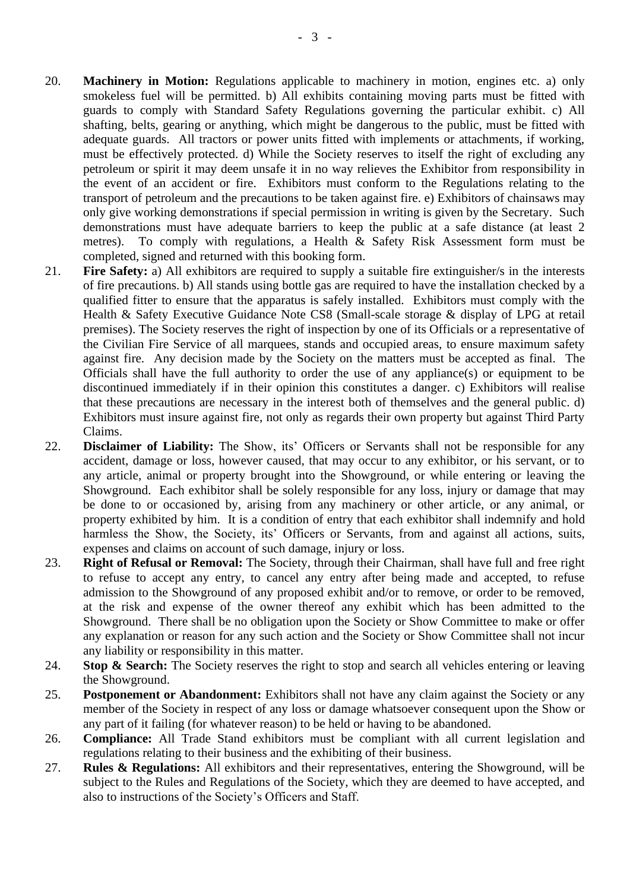20. **Machinery in Motion:** Regulations applicable to machinery in motion, engines etc. a) only smokeless fuel will be permitted. b) All exhibits containing moving parts must be fitted with guards to comply with Standard Safety Regulations governing the particular exhibit. c) All shafting, belts, gearing or anything, which might be dangerous to the public, must be fitted with adequate guards. All tractors or power units fitted with implements or attachments, if working, must be effectively protected. d) While the Society reserves to itself the right of excluding any petroleum or spirit it may deem unsafe it in no way relieves the Exhibitor from responsibility in the event of an accident or fire. Exhibitors must conform to the Regulations relating to the transport of petroleum and the precautions to be taken against fire. e) Exhibitors of chainsaws may only give working demonstrations if special permission in writing is given by the Secretary. Such demonstrations must have adequate barriers to keep the public at a safe distance (at least 2 metres). To comply with regulations, a Health & Safety Risk Assessment form must be completed, signed and returned with this booking form.
21. **Fire Safety:** a) All exhibitors are required to supply a suitable fire extinguisher/s in the interests of fire precautions. b) All stands using bottle gas are required to have the installation checked by a qualified fitter to ensure that the apparatus is safely installed. Exhibitors must comply with the Health & Safety Executive Guidance Note CS8 (Small-scale storage & display of LPG at retail premises). The Society reserves the right of inspection by one of its Officials or a representative of the Civilian Fire Service of all marquees, stands and occupied areas, to ensure maximum safety against fire. Any decision made by the Society on the matters must be accepted as final. The Officials shall have the full authority to order the use of any appliance(s) or equipment to be discontinued immediately if in their opinion this constitutes a danger. c) Exhibitors will realise that these precautions are necessary in the interest both of themselves and the general public. d) Exhibitors must insure against fire, not only as regards their own property but against Third Party Claims.
22. **Disclaimer of Liability:** The Show, its' Officers or Servants shall not be responsible for any accident, damage or loss, however caused, that may occur to any exhibitor, or his servant, or to any article, animal or property brought into the Showground, or while entering or leaving the Showground. Each exhibitor shall be solely responsible for any loss, injury or damage that may be done to or occasioned by, arising from any machinery or other article, or any animal, or property exhibited by him. It is a condition of entry that each exhibitor shall indemnify and hold harmless the Show, the Society, its' Officers or Servants, from and against all actions, suits, expenses and claims on account of such damage, injury or loss.
23. **Right of Refusal or Removal:** The Society, through their Chairman, shall have full and free right to refuse to accept any entry, to cancel any entry after being made and accepted, to refuse admission to the Showground of any proposed exhibit and/or to remove, or order to be removed, at the risk and expense of the owner thereof any exhibit which has been admitted to the Showground. There shall be no obligation upon the Society or Show Committee to make or offer any explanation or reason for any such action and the Society or Show Committee shall not incur any liability or responsibility in this matter.
24. **Stop & Search:** The Society reserves the right to stop and search all vehicles entering or leaving the Showground.
25. **Postponement or Abandonment:** Exhibitors shall not have any claim against the Society or any member of the Society in respect of any loss or damage whatsoever consequent upon the Show or any part of it failing (for whatever reason) to be held or having to be abandoned.
26. **Compliance:** All Trade Stand exhibitors must be compliant with all current legislation and regulations relating to their business and the exhibiting of their business.
27. **Rules & Regulations:** All exhibitors and their representatives, entering the Showground, will be subject to the Rules and Regulations of the Society, which they are deemed to have accepted, and also to instructions of the Society's Officers and Staff.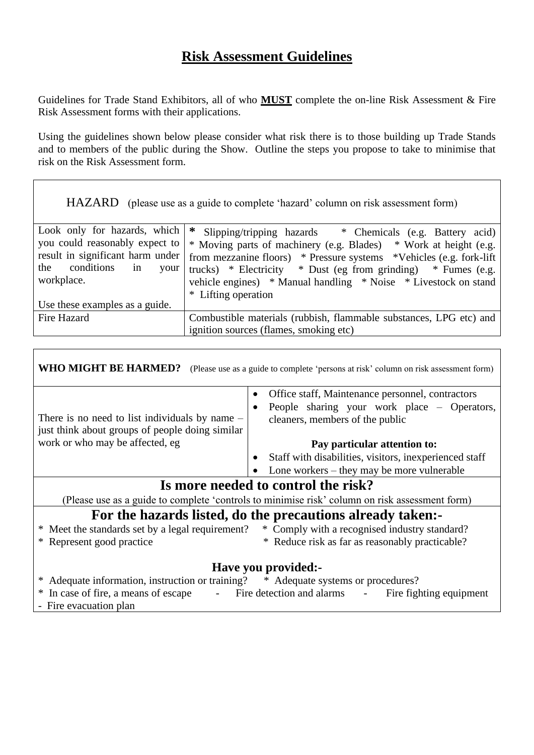# Risk Assessment Guidelines

Guidelines for Trade Stand Exhibitors, all of who **MUST** complete the on-line Risk Assessment & Fire Risk Assessment forms with their applications.

Using the guidelines shown below please consider what risk there is to those building up Trade Stands and to members of the public during the Show. Outline the steps you propose to take to minimise that risk on the Risk Assessment form.

| HAZARD (please use as a guide to complete 'hazard' column on risk assessment form) | |
|---|---|
| Look only for hazards, which you could reasonably expect to result in significant harm under the conditions in your workplace.<br><br>Use these examples as a guide. | * Slipping/tripping hazards * Chemicals (e.g. Battery acid) * Moving parts of machinery (e.g. Blades) * Work at height (e.g. from mezzanine floors) * Pressure systems *Vehicles (e.g. fork-lift trucks) * Electricity * Dust (eg from grinding) * Fumes (e.g. vehicle engines) * Manual handling * Noise * Livestock on stand * Lifting operation |
| Fire Hazard | Combustible materials (rubbish, flammable substances, LPG etc) and ignition sources (flames, smoking etc) |

| **WHO MIGHT BE HARMED?** (Please use as a guide to complete 'persons at risk' column on risk assessment form) | |
|---|---|
| There is no need to list individuals by name – just think about groups of people doing similar work or who may be affected, eg | • Office staff, Maintenance personnel, contractors<br>• People sharing your work place – Operators, cleaners, members of the public<br><br>**Pay particular attention to:**<br>• Staff with disabilities, visitors, inexperienced staff<br>• Lone workers – they may be more vulnerable |

## Is more needed to control the risk?

(Please use as a guide to complete 'controls to minimise risk' column on risk assessment form)

## For the hazards listed, do the precautions already taken:-

* Meet the standards set by a legal requirement?
* Comply with a recognised industry standard?
* Represent good practice
* Reduce risk as far as reasonably practicable?

## Have you provided:-

* Adequate information, instruction or training?
* Adequate systems or procedures?
* In case of fire, a means of escape - Fire detection and alarms - Fire fighting equipment - Fire evacuation plan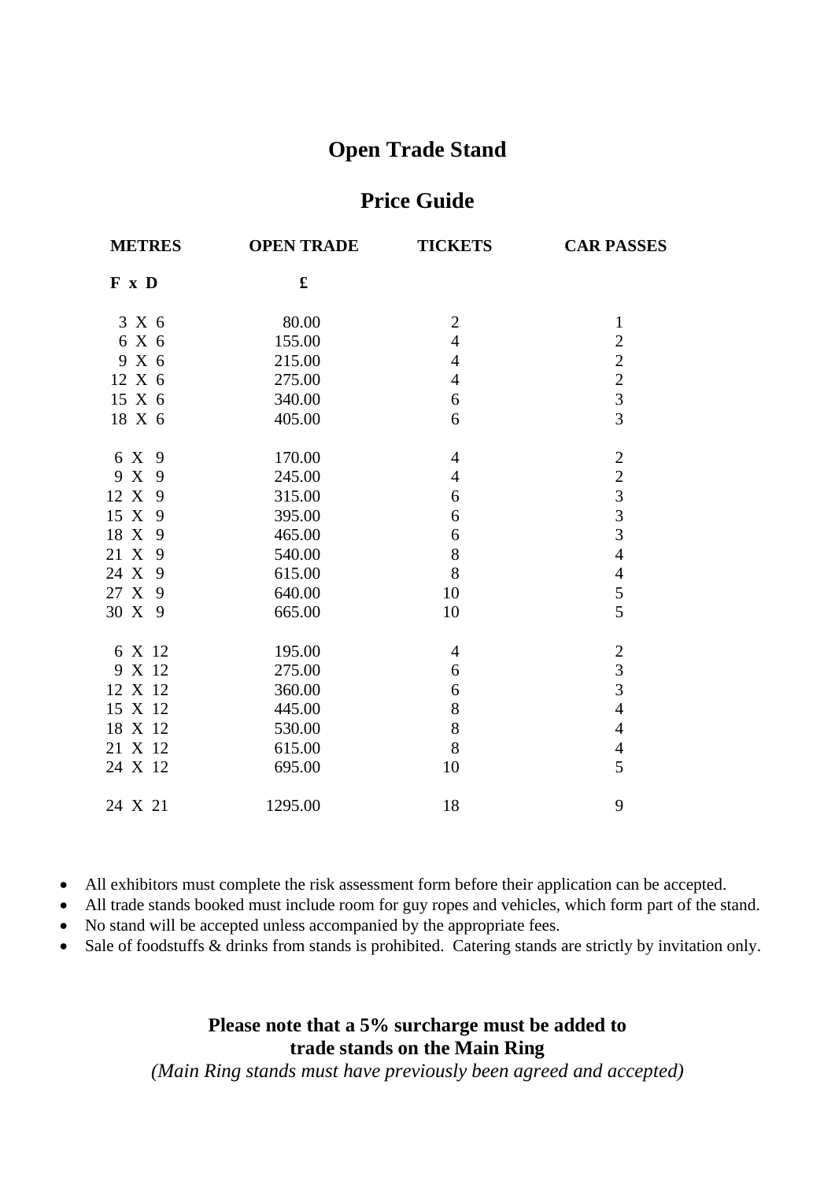# Open Trade Stand

## Price Guide

| METRES F x D | OPEN TRADE £ | TICKETS | CAR PASSES |
|---|---|---|---|
| 3 X 6 | 80.00 | 2 | 1 |
| 6 X 6 | 155.00 | 4 | 2 |
| 9 X 6 | 215.00 | 4 | 2 |
| 12 X 6 | 275.00 | 4 | 2 |
| 15 X 6 | 340.00 | 6 | 3 |
| 18 X 6 | 405.00 | 6 | 3 |
| 6 X 9 | 170.00 | 4 | 2 |
| 9 X 9 | 245.00 | 4 | 2 |
| 12 X 9 | 315.00 | 6 | 3 |
| 15 X 9 | 395.00 | 6 | 3 |
| 18 X 9 | 465.00 | 6 | 3 |
| 21 X 9 | 540.00 | 8 | 4 |
| 24 X 9 | 615.00 | 8 | 4 |
| 27 X 9 | 640.00 | 10 | 5 |
| 30 X 9 | 665.00 | 10 | 5 |
| 6 X 12 | 195.00 | 4 | 2 |
| 9 X 12 | 275.00 | 6 | 3 |
| 12 X 12 | 360.00 | 6 | 3 |
| 15 X 12 | 445.00 | 8 | 4 |
| 18 X 12 | 530.00 | 8 | 4 |
| 21 X 12 | 615.00 | 8 | 4 |
| 24 X 12 | 695.00 | 10 | 5 |
| 24 X 21 | 1295.00 | 18 | 9 |

- All exhibitors must complete the risk assessment form before their application can be accepted.
- All trade stands booked must include room for guy ropes and vehicles, which form part of the stand.
- No stand will be accepted unless accompanied by the appropriate fees.
- Sale of foodstuffs & drinks from stands is prohibited. Catering stands are strictly by invitation only.

**Please note that a 5% surcharge must be added to trade stands on the Main Ring**

*(Main Ring stands must have previously been agreed and accepted)*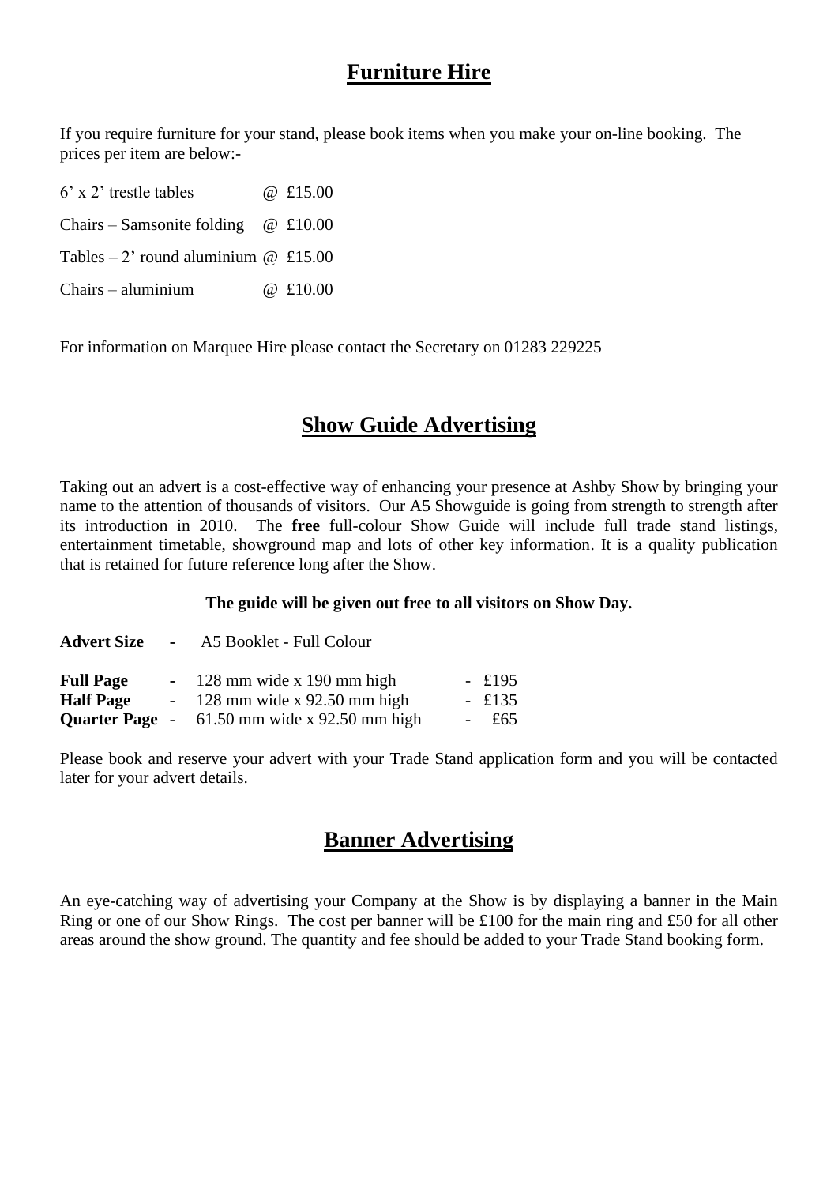## Furniture Hire

If you require furniture for your stand, please book items when you make your on-line booking. The prices per item are below:-

6' x 2' trestle tables @ £15.00

Chairs – Samsonite folding @ £10.00

Tables – 2' round aluminium @ £15.00

Chairs – aluminium @ £10.00

For information on Marquee Hire please contact the Secretary on 01283 229225

## Show Guide Advertising

Taking out an advert is a cost-effective way of enhancing your presence at Ashby Show by bringing your name to the attention of thousands of visitors. Our A5 Showguide is going from strength to strength after its introduction in 2010. The **free** full-colour Show Guide will include full trade stand listings, entertainment timetable, showground map and lots of other key information. It is a quality publication that is retained for future reference long after the Show.

**The guide will be given out free to all visitors on Show Day.**

**Advert Size** - A5 Booklet - Full Colour

**Full Page** - 128 mm wide x 190 mm high - £195
**Half Page** - 128 mm wide x 92.50 mm high - £135
**Quarter Page** - 61.50 mm wide x 92.50 mm high - £65

Please book and reserve your advert with your Trade Stand application form and you will be contacted later for your advert details.

## Banner Advertising

An eye-catching way of advertising your Company at the Show is by displaying a banner in the Main Ring or one of our Show Rings. The cost per banner will be £100 for the main ring and £50 for all other areas around the show ground. The quantity and fee should be added to your Trade Stand booking form.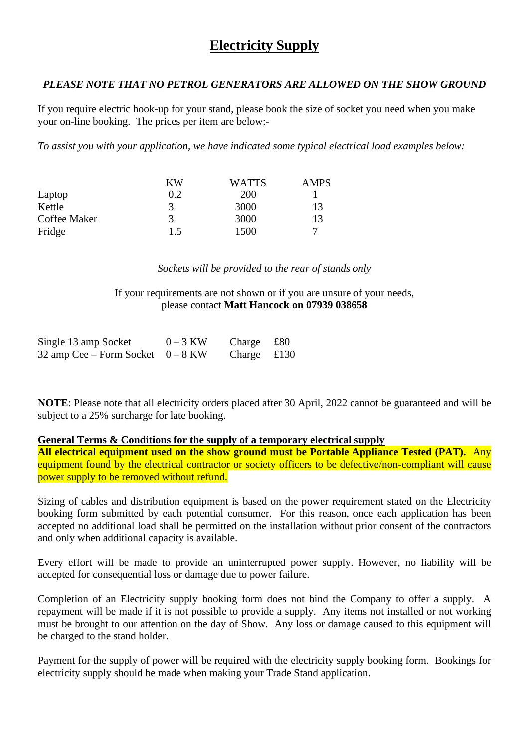# Electricity Supply

***PLEASE NOTE THAT NO PETROL GENERATORS ARE ALLOWED ON THE SHOW GROUND***

If you require electric hook-up for your stand, please book the size of socket you need when you make your on-line booking. The prices per item are below:-

*To assist you with your application, we have indicated some typical electrical load examples below:*

| | KW | WATTS | AMPS |
|---|---|---|---|
| Laptop | 0.2 | 200 | 1 |
| Kettle | 3 | 3000 | 13 |
| Coffee Maker | 3 | 3000 | 13 |
| Fridge | 1.5 | 1500 | 7 |

*Sockets will be provided to the rear of stands only*

If your requirements are not shown or if you are unsure of your needs, please contact **Matt Hancock on 07939 038658**

| | | | |
|---|---|---|---|
| Single 13 amp Socket | 0 – 3 KW | Charge | £80 |
| 32 amp Cee – Form Socket | 0 – 8 KW | Charge | £130 |

**NOTE**: Please note that all electricity orders placed after 30 April, 2022 cannot be guaranteed and will be subject to a 25% surcharge for late booking.

**General Terms & Conditions for the supply of a temporary electrical supply**

**All electrical equipment used on the show ground must be Portable Appliance Tested (PAT).** Any equipment found by the electrical contractor or society officers to be defective/non-compliant will cause power supply to be removed without refund.

Sizing of cables and distribution equipment is based on the power requirement stated on the Electricity booking form submitted by each potential consumer. For this reason, once each application has been accepted no additional load shall be permitted on the installation without prior consent of the contractors and only when additional capacity is available.

Every effort will be made to provide an uninterrupted power supply. However, no liability will be accepted for consequential loss or damage due to power failure.

Completion of an Electricity supply booking form does not bind the Company to offer a supply. A repayment will be made if it is not possible to provide a supply. Any items not installed or not working must be brought to our attention on the day of Show. Any loss or damage caused to this equipment will be charged to the stand holder.

Payment for the supply of power will be required with the electricity supply booking form. Bookings for electricity supply should be made when making your Trade Stand application.